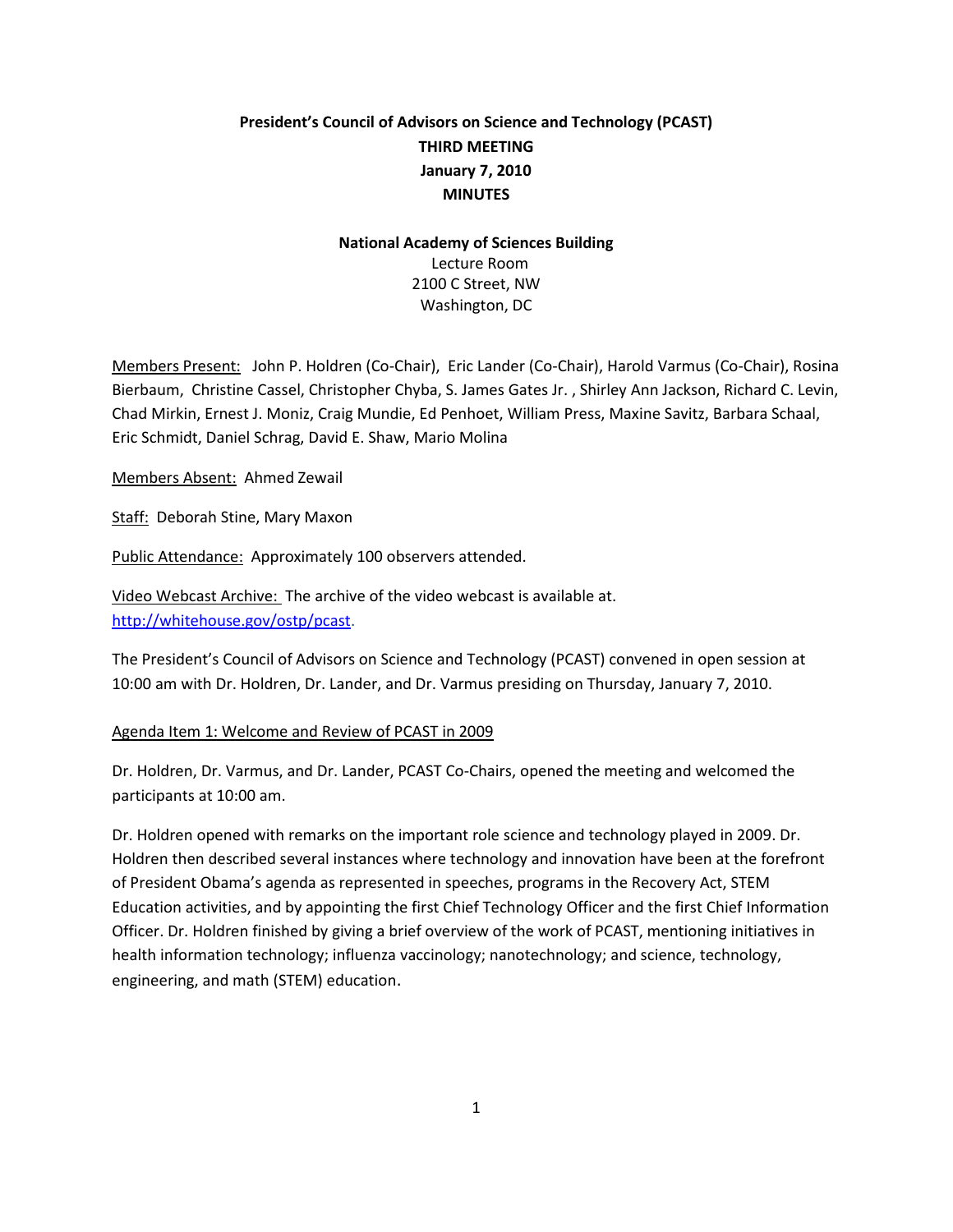# President's Council of Advisors on Science and Technology (PCAST)

## THIRD MEETING

## January 7, 2010

## MINUTES

**National Academy of Sciences Building**
Lecture Room
2100 C Street, NW
Washington, DC

Members Present: John P. Holdren (Co-Chair), Eric Lander (Co-Chair), Harold Varmus (Co-Chair), Rosina Bierbaum, Christine Cassel, Christopher Chyba, S. James Gates Jr. , Shirley Ann Jackson, Richard C. Levin, Chad Mirkin, Ernest J. Moniz, Craig Mundie, Ed Penhoet, William Press, Maxine Savitz, Barbara Schaal, Eric Schmidt, Daniel Schrag, David E. Shaw, Mario Molina

Members Absent: Ahmed Zewail

Staff: Deborah Stine, Mary Maxon

Public Attendance: Approximately 100 observers attended.

Video Webcast Archive: The archive of the video webcast is available at. http://whitehouse.gov/ostp/pcast.

The President's Council of Advisors on Science and Technology (PCAST) convened in open session at 10:00 am with Dr. Holdren, Dr. Lander, and Dr. Varmus presiding on Thursday, January 7, 2010.

Agenda Item 1: Welcome and Review of PCAST in 2009

Dr. Holdren, Dr. Varmus, and Dr. Lander, PCAST Co-Chairs, opened the meeting and welcomed the participants at 10:00 am.

Dr. Holdren opened with remarks on the important role science and technology played in 2009. Dr. Holdren then described several instances where technology and innovation have been at the forefront of President Obama's agenda as represented in speeches, programs in the Recovery Act, STEM Education activities, and by appointing the first Chief Technology Officer and the first Chief Information Officer. Dr. Holdren finished by giving a brief overview of the work of PCAST, mentioning initiatives in health information technology; influenza vaccinology; nanotechnology; and science, technology, engineering, and math (STEM) education.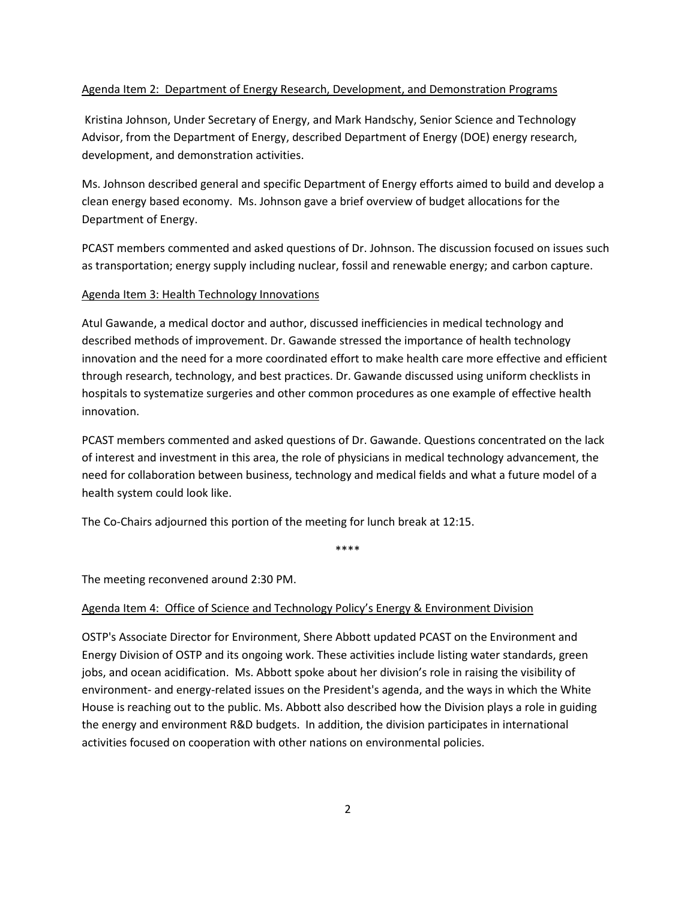Agenda Item 2: Department of Energy Research, Development, and Demonstration Programs

Kristina Johnson, Under Secretary of Energy, and Mark Handschy, Senior Science and Technology Advisor, from the Department of Energy, described Department of Energy (DOE) energy research, development, and demonstration activities.

Ms. Johnson described general and specific Department of Energy efforts aimed to build and develop a clean energy based economy. Ms. Johnson gave a brief overview of budget allocations for the Department of Energy.

PCAST members commented and asked questions of Dr. Johnson. The discussion focused on issues such as transportation; energy supply including nuclear, fossil and renewable energy; and carbon capture.

Agenda Item 3: Health Technology Innovations

Atul Gawande, a medical doctor and author, discussed inefficiencies in medical technology and described methods of improvement. Dr. Gawande stressed the importance of health technology innovation and the need for a more coordinated effort to make health care more effective and efficient through research, technology, and best practices. Dr. Gawande discussed using uniform checklists in hospitals to systematize surgeries and other common procedures as one example of effective health innovation.

PCAST members commented and asked questions of Dr. Gawande. Questions concentrated on the lack of interest and investment in this area, the role of physicians in medical technology advancement, the need for collaboration between business, technology and medical fields and what a future model of a health system could look like.

The Co-Chairs adjourned this portion of the meeting for lunch break at 12:15.

****

The meeting reconvened around 2:30 PM.

Agenda Item 4: Office of Science and Technology Policy's Energy & Environment Division

OSTP's Associate Director for Environment, Shere Abbott updated PCAST on the Environment and Energy Division of OSTP and its ongoing work. These activities include listing water standards, green jobs, and ocean acidification. Ms. Abbott spoke about her division's role in raising the visibility of environment- and energy-related issues on the President's agenda, and the ways in which the White House is reaching out to the public. Ms. Abbott also described how the Division plays a role in guiding the energy and environment R&D budgets. In addition, the division participates in international activities focused on cooperation with other nations on environmental policies.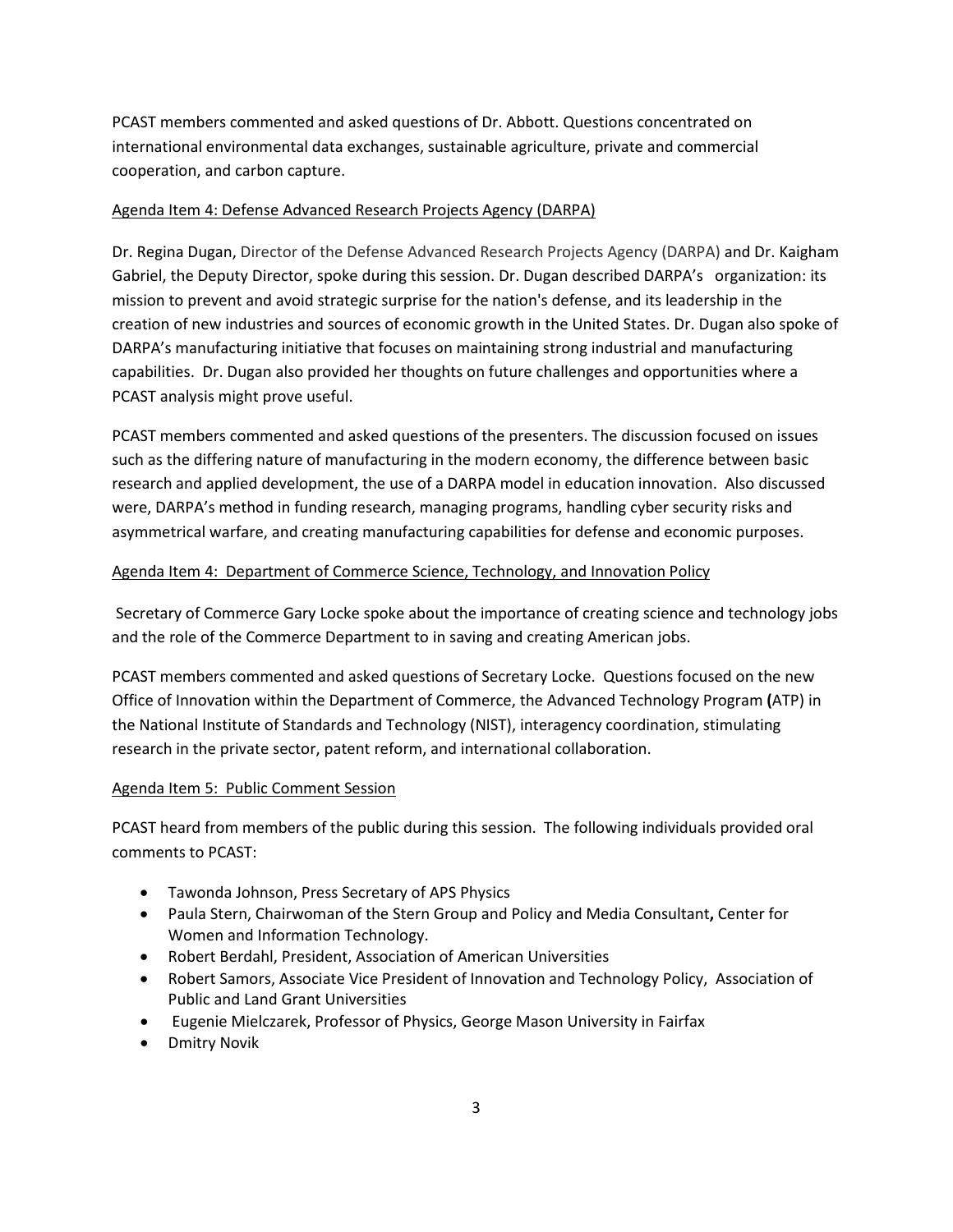PCAST members commented and asked questions of Dr. Abbott. Questions concentrated on international environmental data exchanges, sustainable agriculture, private and commercial cooperation, and carbon capture.

Agenda Item 4: Defense Advanced Research Projects Agency (DARPA)

Dr. Regina Dugan, Director of the Defense Advanced Research Projects Agency (DARPA) and Dr. Kaigham Gabriel, the Deputy Director, spoke during this session. Dr. Dugan described DARPA's organization: its mission to prevent and avoid strategic surprise for the nation's defense, and its leadership in the creation of new industries and sources of economic growth in the United States. Dr. Dugan also spoke of DARPA's manufacturing initiative that focuses on maintaining strong industrial and manufacturing capabilities. Dr. Dugan also provided her thoughts on future challenges and opportunities where a PCAST analysis might prove useful.

PCAST members commented and asked questions of the presenters. The discussion focused on issues such as the differing nature of manufacturing in the modern economy, the difference between basic research and applied development, the use of a DARPA model in education innovation. Also discussed were, DARPA's method in funding research, managing programs, handling cyber security risks and asymmetrical warfare, and creating manufacturing capabilities for defense and economic purposes.

Agenda Item 4: Department of Commerce Science, Technology, and Innovation Policy

Secretary of Commerce Gary Locke spoke about the importance of creating science and technology jobs and the role of the Commerce Department to in saving and creating American jobs.

PCAST members commented and asked questions of Secretary Locke. Questions focused on the new Office of Innovation within the Department of Commerce, the Advanced Technology Program **(**ATP) in the National Institute of Standards and Technology (NIST), interagency coordination, stimulating research in the private sector, patent reform, and international collaboration.

Agenda Item 5: Public Comment Session

PCAST heard from members of the public during this session. The following individuals provided oral comments to PCAST:

- Tawonda Johnson, Press Secretary of APS Physics
- Paula Stern, Chairwoman of the Stern Group and Policy and Media Consultant**,** Center for Women and Information Technology.
- Robert Berdahl, President, Association of American Universities
- Robert Samors, Associate Vice President of Innovation and Technology Policy, Association of Public and Land Grant Universities
- Eugenie Mielczarek, Professor of Physics, George Mason University in Fairfax
- Dmitry Novik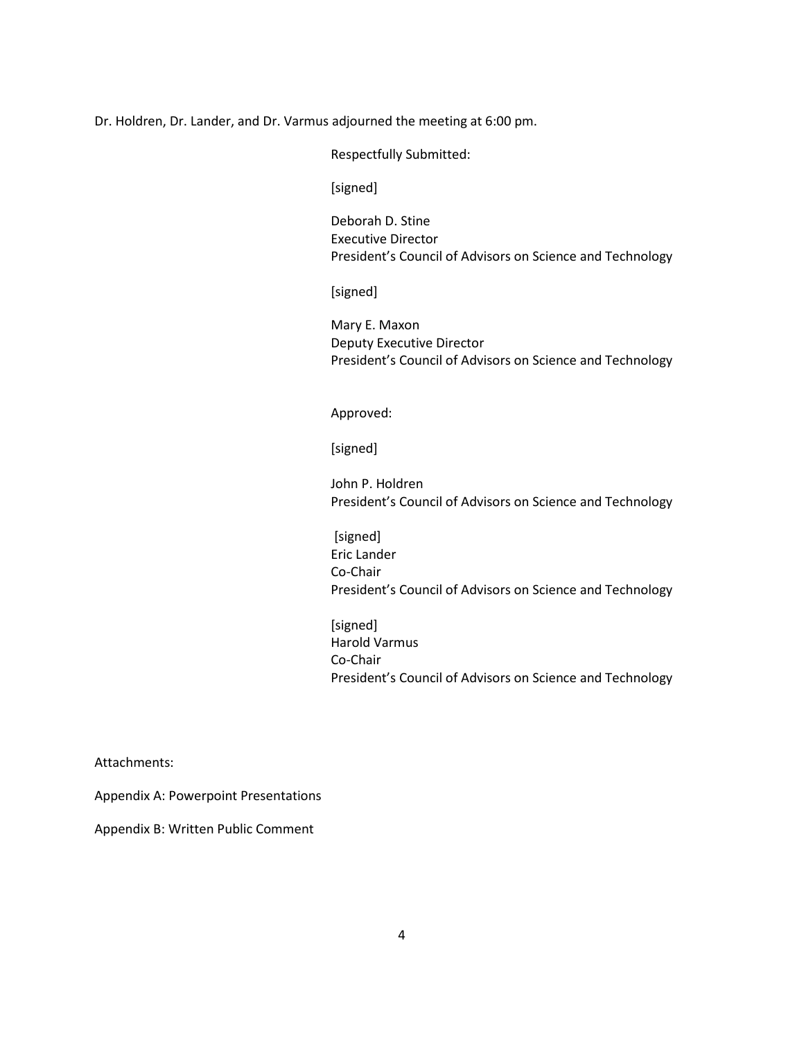Dr. Holdren, Dr. Lander, and Dr. Varmus adjourned the meeting at 6:00 pm.

Respectfully Submitted:

[signed]

Deborah D. Stine
Executive Director
President's Council of Advisors on Science and Technology

[signed]

Mary E. Maxon
Deputy Executive Director
President's Council of Advisors on Science and Technology

Approved:

[signed]

John P. Holdren
President's Council of Advisors on Science and Technology

[signed]
Eric Lander
Co-Chair
President's Council of Advisors on Science and Technology

[signed]
Harold Varmus
Co-Chair
President's Council of Advisors on Science and Technology

Attachments:

Appendix A: Powerpoint Presentations

Appendix B: Written Public Comment